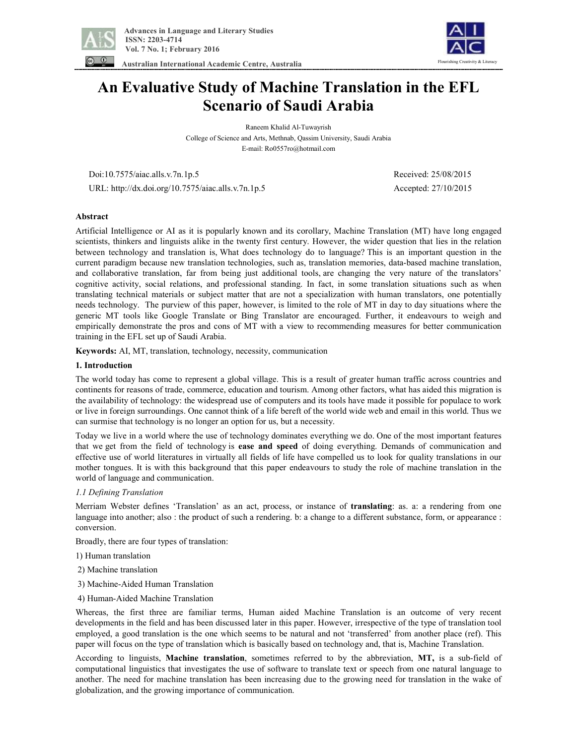# An Evaluative Study of Machine Translation in the EFL Scenario of Saudi Arabia

Raneem Khalid Al-Tuwayrish

College of Science and Arts, Methnab, Qassim University, Saudi Arabia

E-mail: Ro0557ro@hotmail.com

Doi:10.7575/aiac.alls.v.7n.1p.5 Received: 25/08/2015

URL: http://dx.doi.org/10.7575/aiac.alls.v.7n.1p.5 Accepted: 27/10/2015

## Abstract

Artificial Intelligence or AI as it is popularly known and its corollary, Machine Translation (MT) have long engaged scientists, thinkers and linguists alike in the twenty first century. However, the wider question that lies in the relation between technology and translation is, What does technology do to language? This is an important question in the current paradigm because new translation technologies, such as, translation memories, data-based machine translation, and collaborative translation, far from being just additional tools, are changing the very nature of the translators' cognitive activity, social relations, and professional standing. In fact, in some translation situations such as when translating technical materials or subject matter that are not a specialization with human translators, one potentially needs technology. The purview of this paper, however, is limited to the role of MT in day to day situations where the generic MT tools like Google Translate or Bing Translator are encouraged. Further, it endeavours to weigh and empirically demonstrate the pros and cons of MT with a view to recommending measures for better communication training in the EFL set up of Saudi Arabia.

**Keywords:** AI, MT, translation, technology, necessity, communication

## 1. Introduction

The world today has come to represent a global village. This is a result of greater human traffic across countries and continents for reasons of trade, commerce, education and tourism. Among other factors, what has aided this migration is the availability of technology: the widespread use of computers and its tools have made it possible for populace to work or live in foreign surroundings. One cannot think of a life bereft of the world wide web and email in this world. Thus we can surmise that technology is no longer an option for us, but a necessity.

Today we live in a world where the use of technology dominates everything we do. One of the most important features that we get from the field of technology is **ease and speed** of doing everything. Demands of communication and effective use of world literatures in virtually all fields of life have compelled us to look for quality translations in our mother tongues. It is with this background that this paper endeavours to study the role of machine translation in the world of language and communication.

### *1.1 Defining Translation*

Merriam Webster defines 'Translation' as an act, process, or instance of **translating**: as. a: a rendering from one language into another; also : the product of such a rendering. b: a change to a different substance, form, or appearance : conversion.

Broadly, there are four types of translation:

1) Human translation

2) Machine translation

3) Machine-Aided Human Translation

4) Human-Aided Machine Translation

Whereas, the first three are familiar terms, Human aided Machine Translation is an outcome of very recent developments in the field and has been discussed later in this paper. However, irrespective of the type of translation tool employed, a good translation is the one which seems to be natural and not 'transferred' from another place (ref). This paper will focus on the type of translation which is basically based on technology and, that is, Machine Translation.

According to linguists, **Machine translation**, sometimes referred to by the abbreviation, **MT,** is a sub-field of computational linguistics that investigates the use of software to translate text or speech from one natural language to another. The need for machine translation has been increasing due to the growing need for translation in the wake of globalization, and the growing importance of communication.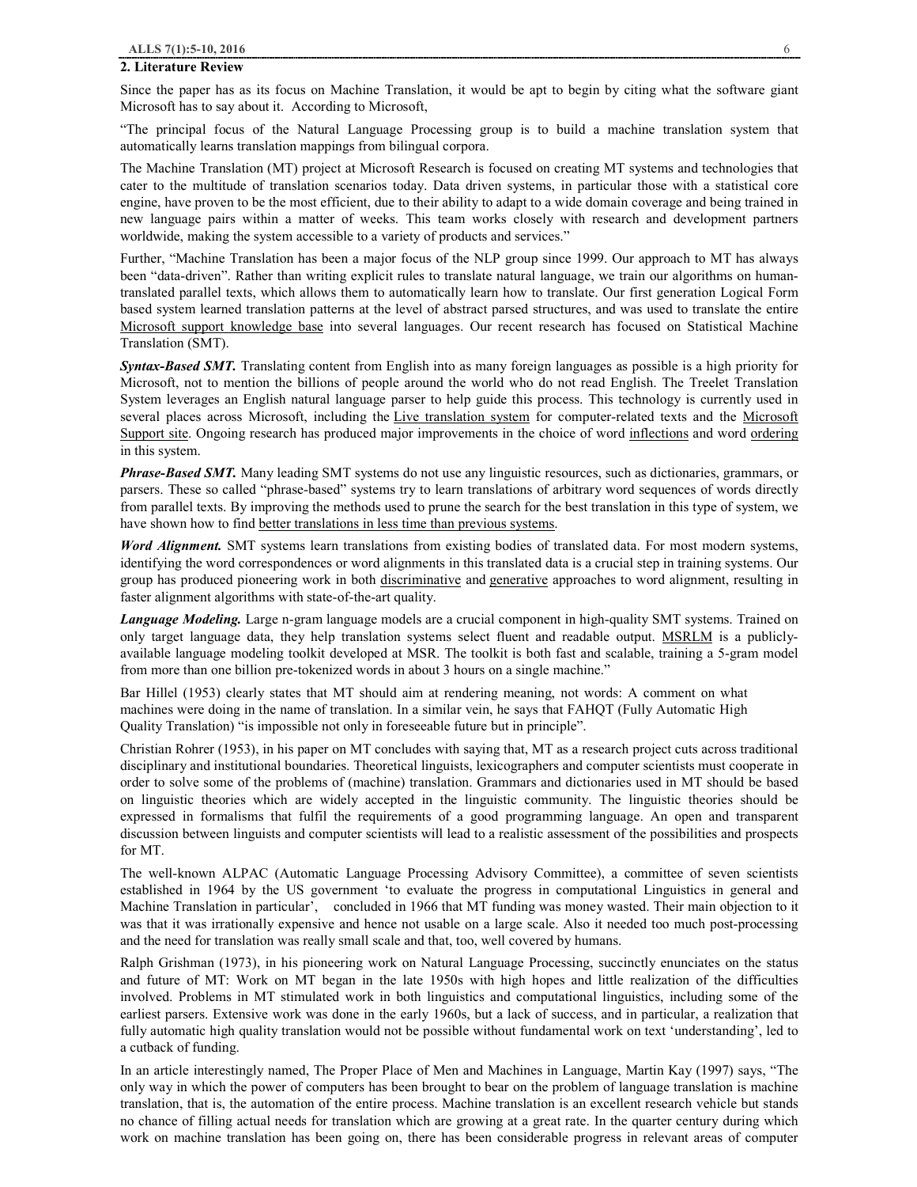## 2. Literature Review

Since the paper has as its focus on Machine Translation, it would be apt to begin by citing what the software giant Microsoft has to say about it. According to Microsoft,

"The principal focus of the Natural Language Processing group is to build a machine translation system that automatically learns translation mappings from bilingual corpora.

The Machine Translation (MT) project at Microsoft Research is focused on creating MT systems and technologies that cater to the multitude of translation scenarios today. Data driven systems, in particular those with a statistical core engine, have proven to be the most efficient, due to their ability to adapt to a wide domain coverage and being trained in new language pairs within a matter of weeks. This team works closely with research and development partners worldwide, making the system accessible to a variety of products and services."

Further, "Machine Translation has been a major focus of the NLP group since 1999. Our approach to MT has always been "data-driven". Rather than writing explicit rules to translate natural language, we train our algorithms on human-translated parallel texts, which allows them to automatically learn how to translate. Our first generation Logical Form based system learned translation patterns at the level of abstract parsed structures, and was used to translate the entire Microsoft support knowledge base into several languages. Our recent research has focused on Statistical Machine Translation (SMT).

***Syntax-Based SMT.*** Translating content from English into as many foreign languages as possible is a high priority for Microsoft, not to mention the billions of people around the world who do not read English. The Treelet Translation System leverages an English natural language parser to help guide this process. This technology is currently used in several places across Microsoft, including the Live translation system for computer-related texts and the Microsoft Support site. Ongoing research has produced major improvements in the choice of word inflections and word ordering in this system.

***Phrase-Based SMT.*** Many leading SMT systems do not use any linguistic resources, such as dictionaries, grammars, or parsers. These so called "phrase-based" systems try to learn translations of arbitrary word sequences of words directly from parallel texts. By improving the methods used to prune the search for the best translation in this type of system, we have shown how to find better translations in less time than previous systems.

***Word Alignment.*** SMT systems learn translations from existing bodies of translated data. For most modern systems, identifying the word correspondences or word alignments in this translated data is a crucial step in training systems. Our group has produced pioneering work in both discriminative and generative approaches to word alignment, resulting in faster alignment algorithms with state-of-the-art quality.

***Language Modeling.*** Large n-gram language models are a crucial component in high-quality SMT systems. Trained on only target language data, they help translation systems select fluent and readable output. MSRLM is a publicly-available language modeling toolkit developed at MSR. The toolkit is both fast and scalable, training a 5-gram model from more than one billion pre-tokenized words in about 3 hours on a single machine."

Bar Hillel (1953) clearly states that MT should aim at rendering meaning, not words: A comment on what machines were doing in the name of translation. In a similar vein, he says that FAHQT (Fully Automatic High Quality Translation) "is impossible not only in foreseeable future but in principle".

Christian Rohrer (1953), in his paper on MT concludes with saying that, MT as a research project cuts across traditional disciplinary and institutional boundaries. Theoretical linguists, lexicographers and computer scientists must cooperate in order to solve some of the problems of (machine) translation. Grammars and dictionaries used in MT should be based on linguistic theories which are widely accepted in the linguistic community. The linguistic theories should be expressed in formalisms that fulfil the requirements of a good programming language. An open and transparent discussion between linguists and computer scientists will lead to a realistic assessment of the possibilities and prospects for MT.

The well-known ALPAC (Automatic Language Processing Advisory Committee), a committee of seven scientists established in 1964 by the US government 'to evaluate the progress in computational Linguistics in general and Machine Translation in particular', concluded in 1966 that MT funding was money wasted. Their main objection to it was that it was irrationally expensive and hence not usable on a large scale. Also it needed too much post-processing and the need for translation was really small scale and that, too, well covered by humans.

Ralph Grishman (1973), in his pioneering work on Natural Language Processing, succinctly enunciates on the status and future of MT: Work on MT began in the late 1950s with high hopes and little realization of the difficulties involved. Problems in MT stimulated work in both linguistics and computational linguistics, including some of the earliest parsers. Extensive work was done in the early 1960s, but a lack of success, and in particular, a realization that fully automatic high quality translation would not be possible without fundamental work on text 'understanding', led to a cutback of funding.

In an article interestingly named, The Proper Place of Men and Machines in Language, Martin Kay (1997) says, "The only way in which the power of computers has been brought to bear on the problem of language translation is machine translation, that is, the automation of the entire process. Machine translation is an excellent research vehicle but stands no chance of filling actual needs for translation which are growing at a great rate. In the quarter century during which work on machine translation has been going on, there has been considerable progress in relevant areas of computer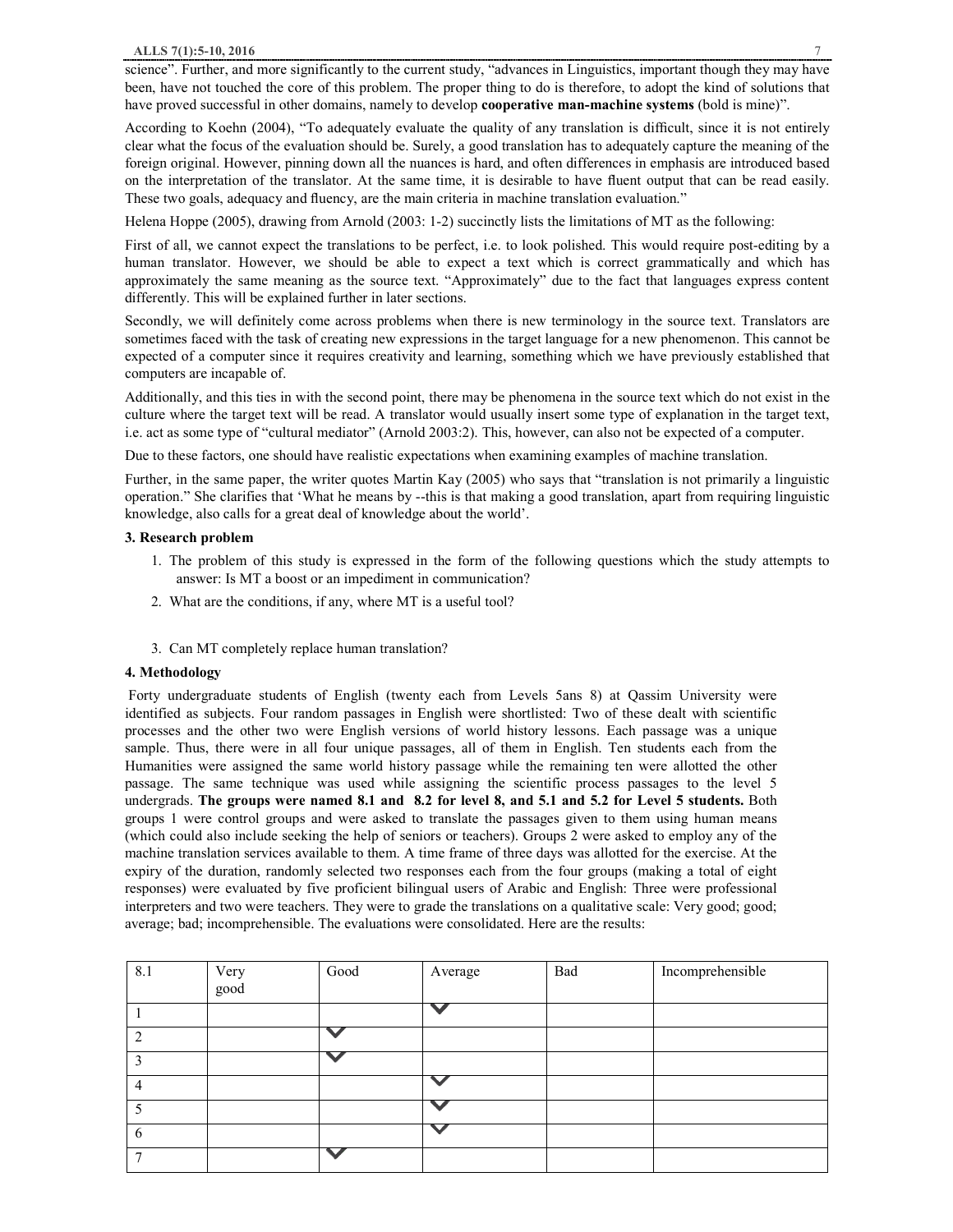science". Further, and more significantly to the current study, "advances in Linguistics, important though they may have been, have not touched the core of this problem. The proper thing to do is therefore, to adopt the kind of solutions that have proved successful in other domains, namely to develop **cooperative man-machine systems** (bold is mine)".

According to Koehn (2004), "To adequately evaluate the quality of any translation is difficult, since it is not entirely clear what the focus of the evaluation should be. Surely, a good translation has to adequately capture the meaning of the foreign original. However, pinning down all the nuances is hard, and often differences in emphasis are introduced based on the interpretation of the translator. At the same time, it is desirable to have fluent output that can be read easily. These two goals, adequacy and fluency, are the main criteria in machine translation evaluation."

Helena Hoppe (2005), drawing from Arnold (2003: 1-2) succinctly lists the limitations of MT as the following:

First of all, we cannot expect the translations to be perfect, i.e. to look polished. This would require post-editing by a human translator. However, we should be able to expect a text which is correct grammatically and which has approximately the same meaning as the source text. "Approximately" due to the fact that languages express content differently. This will be explained further in later sections.

Secondly, we will definitely come across problems when there is new terminology in the source text. Translators are sometimes faced with the task of creating new expressions in the target language for a new phenomenon. This cannot be expected of a computer since it requires creativity and learning, something which we have previously established that computers are incapable of.

Additionally, and this ties in with the second point, there may be phenomena in the source text which do not exist in the culture where the target text will be read. A translator would usually insert some type of explanation in the target text, i.e. act as some type of "cultural mediator" (Arnold 2003:2). This, however, can also not be expected of a computer.

Due to these factors, one should have realistic expectations when examining examples of machine translation.

Further, in the same paper, the writer quotes Martin Kay (2005) who says that "translation is not primarily a linguistic operation." She clarifies that 'What he means by --this is that making a good translation, apart from requiring linguistic knowledge, also calls for a great deal of knowledge about the world'.

### 3. Research problem

1. The problem of this study is expressed in the form of the following questions which the study attempts to answer: Is MT a boost or an impediment in communication?
2. What are the conditions, if any, where MT is a useful tool?
3. Can MT completely replace human translation?

### 4. Methodology

Forty undergraduate students of English (twenty each from Levels 5ans 8) at Qassim University were identified as subjects. Four random passages in English were shortlisted: Two of these dealt with scientific processes and the other two were English versions of world history lessons. Each passage was a unique sample. Thus, there were in all four unique passages, all of them in English. Ten students each from the Humanities were assigned the same world history passage while the remaining ten were allotted the other passage. The same technique was used while assigning the scientific process passages to the level 5 undergrads. **The groups were named 8.1 and 8.2 for level 8, and 5.1 and 5.2 for Level 5 students.** Both groups 1 were control groups and were asked to translate the passages given to them using human means (which could also include seeking the help of seniors or teachers). Groups 2 were asked to employ any of the machine translation services available to them. A time frame of three days was allotted for the exercise. At the expiry of the duration, randomly selected two responses each from the four groups (making a total of eight responses) were evaluated by five proficient bilingual users of Arabic and English: Three were professional interpreters and two were teachers. They were to grade the translations on a qualitative scale: Very good; good; average; bad; incomprehensible. The evaluations were consolidated. Here are the results:

| 8.1 | Very good | Good | Average | Bad | Incomprehensible |
|---|---|---|---|---|---|
| 1 | | | ✓ | | |
| 2 | | ✓ | | | |
| 3 | | ✓ | | | |
| 4 | | | ✓ | | |
| 5 | | | ✓ | | |
| 6 | | | ✓ | | |
| 7 | | ✓ | | | |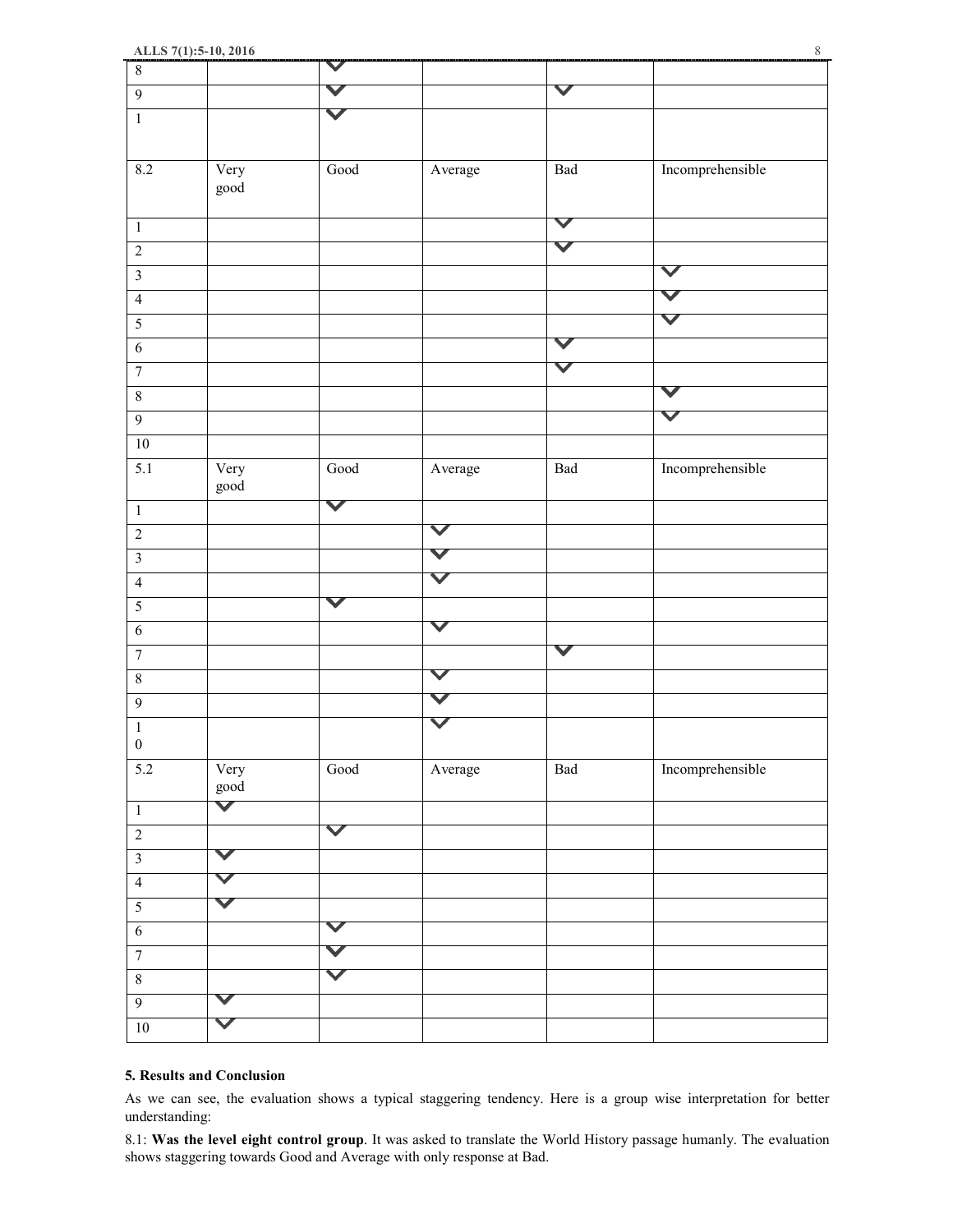| 8 | | ✓ | | | |
|---|---|---|---|---|---|
| 9 | | ✓ | | ✓ | |
| 1 | | ✓ | | | |
| 8.2 | Very good | Good | Average | Bad | Incomprehensible |
| 1 | | | | ✓ | |
| 2 | | | | ✓ | |
| 3 | | | | | ✓ |
| 4 | | | | | ✓ |
| 5 | | | | | ✓ |
| 6 | | | | ✓ | |
| 7 | | | | ✓ | |
| 8 | | | | | ✓ |
| 9 | | | | | ✓ |
| 10 | | | | | |
| 5.1 | Very good | Good | Average | Bad | Incomprehensible |
| 1 | | ✓ | | | |
| 2 | | | ✓ | | |
| 3 | | | ✓ | | |
| 4 | | | ✓ | | |
| 5 | | ✓ | | | |
| 6 | | | ✓ | | |
| 7 | | | | ✓ | |
| 8 | | | ✓ | | |
| 9 | | | ✓ | | |
| 10 | | | ✓ | | |
| 5.2 | Very good | Good | Average | Bad | Incomprehensible |
| 1 | ✓ | | | | |
| 2 | | ✓ | | | |
| 3 | ✓ | | | | |
| 4 | ✓ | | | | |
| 5 | ✓ | | | | |
| 6 | | ✓ | | | |
| 7 | | ✓ | | | |
| 8 | | ✓ | | | |
| 9 | ✓ | | | | |
| 10 | ✓ | | | | |

### 5. Results and Conclusion

As we can see, the evaluation shows a typical staggering tendency. Here is a group wise interpretation for better understanding:

8.1: **Was the level eight control group**. It was asked to translate the World History passage humanly. The evaluation shows staggering towards Good and Average with only response at Bad.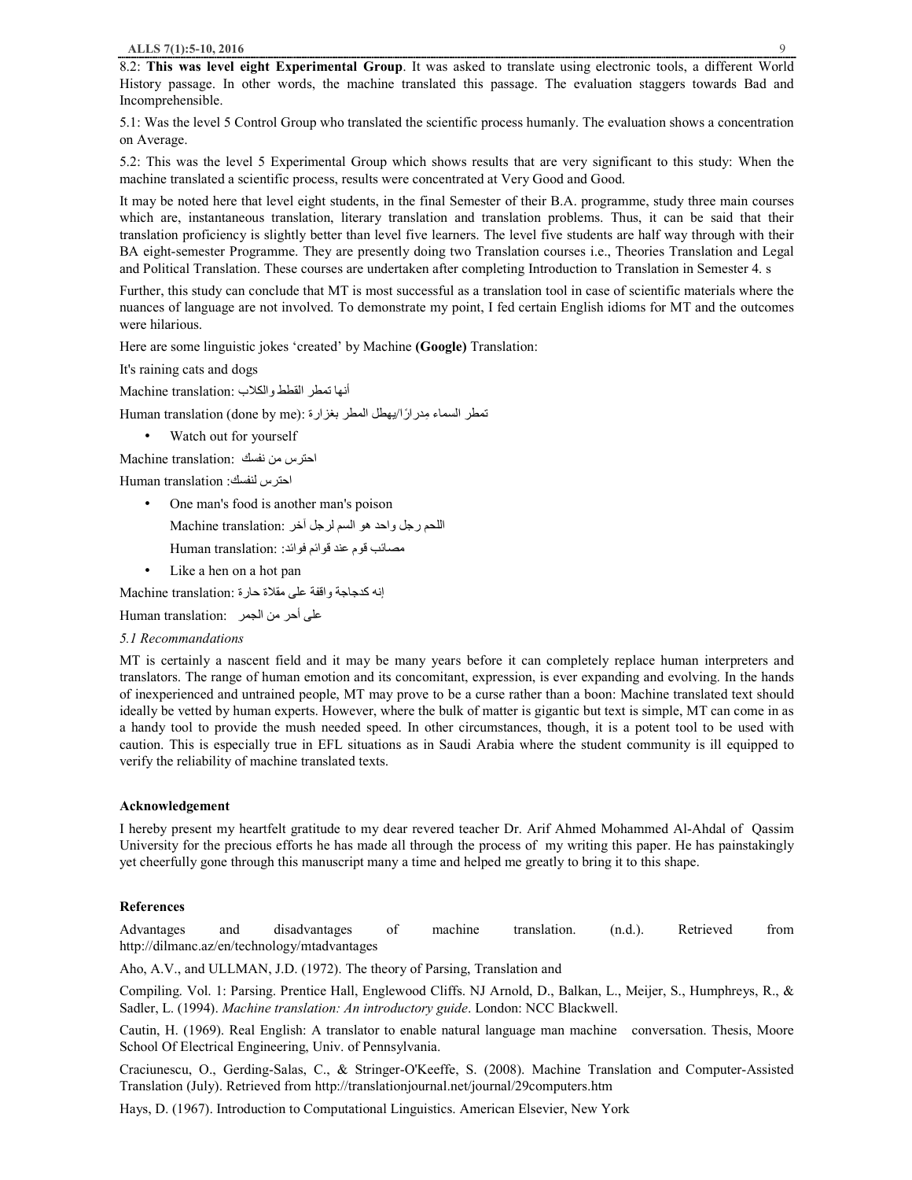8.2: **This was level eight Experimental Group**. It was asked to translate using electronic tools, a different World History passage. In other words, the machine translated this passage. The evaluation staggers towards Bad and Incomprehensible.

5.1: Was the level 5 Control Group who translated the scientific process humanly. The evaluation shows a concentration on Average.

5.2: This was the level 5 Experimental Group which shows results that are very significant to this study: When the machine translated a scientific process, results were concentrated at Very Good and Good.

It may be noted here that level eight students, in the final Semester of their B.A. programme, study three main courses which are, instantaneous translation, literary translation and translation problems. Thus, it can be said that their translation proficiency is slightly better than level five learners. The level five students are half way through with their BA eight-semester Programme. They are presently doing two Translation courses i.e., Theories Translation and Legal and Political Translation. These courses are undertaken after completing Introduction to Translation in Semester 4. s

Further, this study can conclude that MT is most successful as a translation tool in case of scientific materials where the nuances of language are not involved. To demonstrate my point, I fed certain English idioms for MT and the outcomes were hilarious.

Here are some linguistic jokes 'created' by Machine **(Google)** Translation:

It's raining cats and dogs

Machine translation: أنها تمطر القطط والكلاب

Human translation (done by me): تمطر السماء مِدرارًا/يهطل المطر بغزارة

- Watch out for yourself

Machine translation: احترس من نفسك

Human translation : احترس لنفسك

- One man's food is another man's poison

  Machine translation: اللحم رجل واحد هو السم لرجل أخر

  Human translation: مصائب قوم عند قوائم فوائد

- Like a hen on a hot pan

Machine translation: إنه كدجاجة واقفة على مقلاة حارة

Human translation: على أحر من الجمر

*5.1 Recommandations*

MT is certainly a nascent field and it may be many years before it can completely replace human interpreters and translators. The range of human emotion and its concomitant, expression, is ever expanding and evolving. In the hands of inexperienced and untrained people, MT may prove to be a curse rather than a boon: Machine translated text should ideally be vetted by human experts. However, where the bulk of matter is gigantic but text is simple, MT can come in as a handy tool to provide the mush needed speed. In other circumstances, though, it is a potent tool to be used with caution. This is especially true in EFL situations as in Saudi Arabia where the student community is ill equipped to verify the reliability of machine translated texts.

**Acknowledgement**

I hereby present my heartfelt gratitude to my dear revered teacher Dr. Arif Ahmed Mohammed Al-Ahdal of Qassim University for the precious efforts he has made all through the process of my writing this paper. He has painstakingly yet cheerfully gone through this manuscript many a time and helped me greatly to bring it to this shape.

**References**

Advantages and disadvantages of machine translation. (n.d.). Retrieved from http://dilmanc.az/en/technology/mtadvantages

Aho, A.V., and ULLMAN, J.D. (1972). The theory of Parsing, Translation and

Compiling. Vol. 1: Parsing. Prentice Hall, Englewood Cliffs. NJ Arnold, D., Balkan, L., Meijer, S., Humphreys, R., & Sadler, L. (1994). *Machine translation: An introductory guide*. London: NCC Blackwell.

Cautin, H. (1969). Real English: A translator to enable natural language man machine conversation. Thesis, Moore School Of Electrical Engineering, Univ. of Pennsylvania.

Craciunescu, O., Gerding-Salas, C., & Stringer-O'Keeffe, S. (2008). Machine Translation and Computer-Assisted Translation (July). Retrieved from http://translationjournal.net/journal/29computers.htm

Hays, D. (1967). Introduction to Computational Linguistics. American Elsevier, New York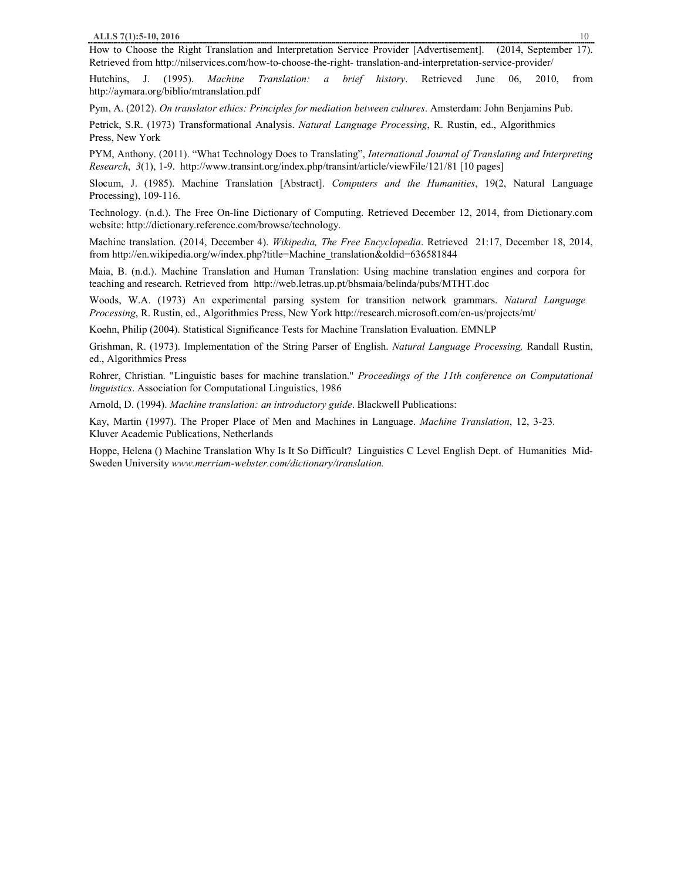How to Choose the Right Translation and Interpretation Service Provider [Advertisement]. (2014, September 17). Retrieved from http://nilservices.com/how-to-choose-the-right- translation-and-interpretation-service-provider/

Hutchins, J. (1995). *Machine Translation: a brief history*. Retrieved June 06, 2010, from http://aymara.org/biblio/mtranslation.pdf

Pym, A. (2012). *On translator ethics: Principles for mediation between cultures*. Amsterdam: John Benjamins Pub.

Petrick, S.R. (1973) Transformational Analysis. *Natural Language Processing*, R. Rustin, ed., Algorithmics Press, New York

PYM, Anthony. (2011). "What Technology Does to Translating", *International Journal of Translating and Interpreting Research*, *3*(1), 1-9. http://www.transint.org/index.php/transint/article/viewFile/121/81 [10 pages]

Slocum, J. (1985). Machine Translation [Abstract]. *Computers and the Humanities*, 19(2, Natural Language Processing), 109-116.

Technology. (n.d.). The Free On-line Dictionary of Computing. Retrieved December 12, 2014, from Dictionary.com website: http://dictionary.reference.com/browse/technology.

Machine translation. (2014, December 4). *Wikipedia, The Free Encyclopedia*. Retrieved 21:17, December 18, 2014, from http://en.wikipedia.org/w/index.php?title=Machine_translation&oldid=636581844

Maia, B. (n.d.). Machine Translation and Human Translation: Using machine translation engines and corpora for teaching and research. Retrieved from http://web.letras.up.pt/bhsmaia/belinda/pubs/MTHT.doc

Woods, W.A. (1973) An experimental parsing system for transition network grammars. *Natural Language Processing*, R. Rustin, ed., Algorithmics Press, New York http://research.microsoft.com/en-us/projects/mt/

Koehn, Philip (2004). Statistical Significance Tests for Machine Translation Evaluation. EMNLP

Grishman, R. (1973). Implementation of the String Parser of English. *Natural Language Processing,* Randall Rustin, ed., Algorithmics Press

Rohrer, Christian. "Linguistic bases for machine translation." *Proceedings of the 11th conference on Computational linguistics*. Association for Computational Linguistics, 1986

Arnold, D. (1994). *Machine translation: an introductory guide*. Blackwell Publications:

Kay, Martin (1997). The Proper Place of Men and Machines in Language. *Machine Translation*, 12, 3-23. Kluver Academic Publications, Netherlands

Hoppe, Helena () Machine Translation Why Is It So Difficult? Linguistics C Level English Dept. of Humanities Mid-Sweden University *www.merriam-webster.com/dictionary/translation.*